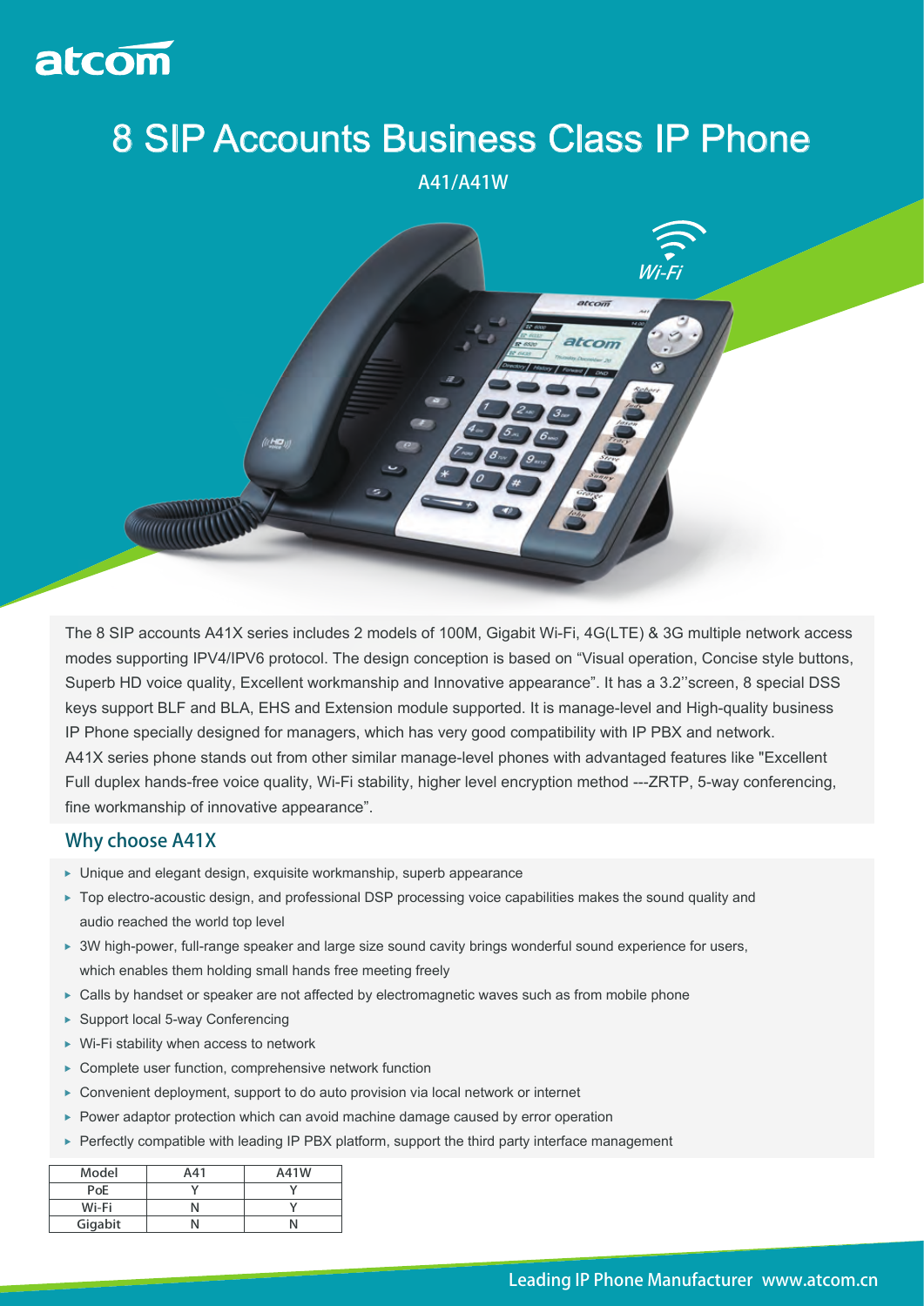atcom

# 8 SIP Accounts Business Class IP Phone

A41/A41W

The 8 SIP accounts A41X series includes 2 models of 100M, Gigabit Wi-Fi, 4G(LTE) & 3G multiple network access modes supporting IPV4/IPV6 protocol. The design conception is based on "Visual operation, Concise style buttons, Superb HD voice quality, Excellent workmanship and Innovative appearance". It has a 3.2''screen, 8 special DSS keys support BLF and BLA, EHS and Extension module supported. It is manage-level and High-quality business IP Phone specially designed for managers, which has very good compatibility with IP PBX and network.
A41X series phone stands out from other similar manage-level phones with advantaged features like "Excellent Full duplex hands-free voice quality, Wi-Fi stability, higher level encryption method ---ZRTP, 5-way conferencing, fine workmanship of innovative appearance".

## Why choose A41X

- Unique and elegant design, exquisite workmanship, superb appearance
- Top electro-acoustic design, and professional DSP processing voice capabilities makes the sound quality and audio reached the world top level
- 3W high-power, full-range speaker and large size sound cavity brings wonderful sound experience for users, which enables them holding small hands free meeting freely
- Calls by handset or speaker are not affected by electromagnetic waves such as from mobile phone
- Support local 5-way Conferencing
- Wi-Fi stability when access to network
- Complete user function, comprehensive network function
- Convenient deployment, support to do auto provision via local network or internet
- Power adaptor protection which can avoid machine damage caused by error operation
- Perfectly compatible with leading IP PBX platform, support the third party interface management

| Model | A41 | A41W |
|---|---|---|
| PoE | Y | Y |
| Wi-Fi | N | Y |
| Gigabit | N | N |

Leading IP Phone Manufacturer www.atcom.cn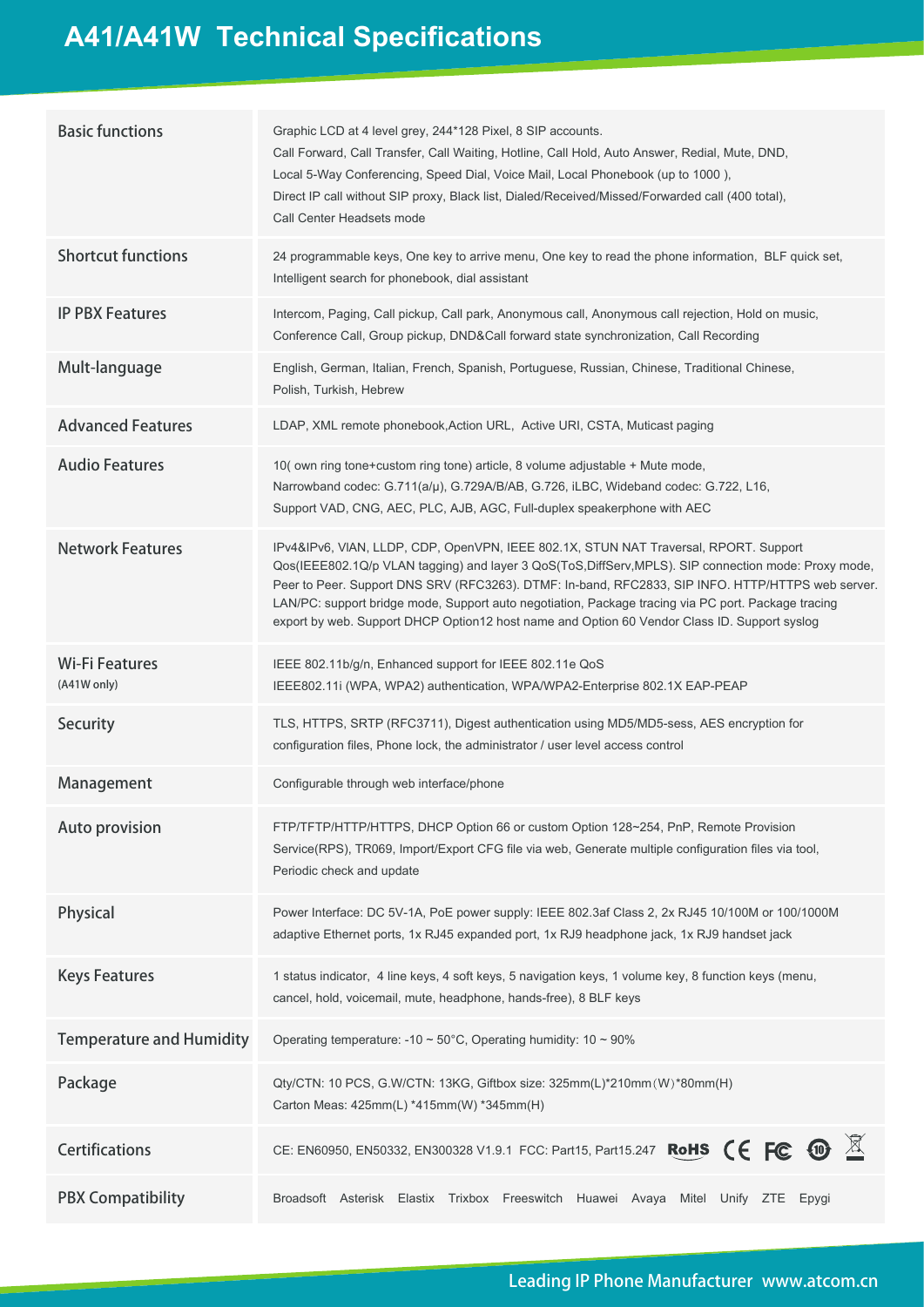# A41/A41W Technical Specifications

| | |
|---|---|
| Basic functions | Graphic LCD at 4 level grey, 244*128 Pixel, 8 SIP accounts.<br>Call Forward, Call Transfer, Call Waiting, Hotline, Call Hold, Auto Answer, Redial, Mute, DND,<br>Local 5-Way Conferencing, Speed Dial, Voice Mail, Local Phonebook (up to 1000 ),<br>Direct IP call without SIP proxy, Black list, Dialed/Received/Missed/Forwarded call (400 total),<br>Call Center Headsets mode |
| Shortcut functions | 24 programmable keys, One key to arrive menu, One key to read the phone information, BLF quick set,<br>Intelligent search for phonebook, dial assistant |
| IP PBX Features | Intercom, Paging, Call pickup, Call park, Anonymous call, Anonymous call rejection, Hold on music,<br>Conference Call, Group pickup, DND&Call forward state synchronization, Call Recording |
| Mult-language | English, German, Italian, French, Spanish, Portuguese, Russian, Chinese, Traditional Chinese,<br>Polish, Turkish, Hebrew |
| Advanced Features | LDAP, XML remote phonebook,Action URL, Active URI, CSTA, Muticast paging |
| Audio Features | 10( own ring tone+custom ring tone) article, 8 volume adjustable + Mute mode,<br>Narrowband codec: G.711(a/μ), G.729A/B/AB, G.726, iLBC, Wideband codec: G.722, L16,<br>Support VAD, CNG, AEC, PLC, AJB, AGC, Full-duplex speakerphone with AEC |
| Network Features | IPv4&IPv6, VlAN, LLDP, CDP, OpenVPN, IEEE 802.1X, STUN NAT Traversal, RPORT. Support Qos(IEEE802.1Q/p VLAN tagging) and layer 3 QoS(ToS,DiffServ,MPLS). SIP connection mode: Proxy mode, Peer to Peer. Support DNS SRV (RFC3263). DTMF: In-band, RFC2833, SIP INFO. HTTP/HTTPS web server. LAN/PC: support bridge mode, Support auto negotiation, Package tracing via PC port. Package tracing export by web. Support DHCP Option12 host name and Option 60 Vendor Class ID. Support syslog |
| Wi-Fi Features<br>(A41W only) | IEEE 802.11b/g/n, Enhanced support for IEEE 802.11e QoS<br>IEEE802.11i (WPA, WPA2) authentication, WPA/WPA2-Enterprise 802.1X EAP-PEAP |
| Security | TLS, HTTPS, SRTP (RFC3711), Digest authentication using MD5/MD5-sess, AES encryption for configuration files, Phone lock, the administrator / user level access control |
| Management | Configurable through web interface/phone |
| Auto provision | FTP/TFTP/HTTP/HTTPS, DHCP Option 66 or custom Option 128~254, PnP, Remote Provision Service(RPS), TR069, Import/Export CFG file via web, Generate multiple configuration files via tool, Periodic check and update |
| Physical | Power Interface: DC 5V-1A, PoE power supply: IEEE 802.3af Class 2, 2x RJ45 10/100M or 100/1000M adaptive Ethernet ports, 1x RJ45 expanded port, 1x RJ9 headphone jack, 1x RJ9 handset jack |
| Keys Features | 1 status indicator, 4 line keys, 4 soft keys, 5 navigation keys, 1 volume key, 8 function keys (menu, cancel, hold, voicemail, mute, headphone, hands-free), 8 BLF keys |
| Temperature and Humidity | Operating temperature: -10 ~ 50°C, Operating humidity: 10 ~ 90% |
| Package | Qty/CTN: 10 PCS, G.W/CTN: 13KG, Giftbox size: 325mm(L)*210mm（W）*80mm(H)<br>Carton Meas: 425mm(L) *415mm(W) *345mm(H) |
| Certifications | CE: EN60950, EN50332, EN300328 V1.9.1 FCC: Part15, Part15.247 RoHS CE FC |
| PBX Compatibility | Broadsoft Asterisk Elastix Trixbox Freeswitch Huawei Avaya Mitel Unify ZTE Epygi |

Leading IP Phone Manufacturer www.atcom.cn